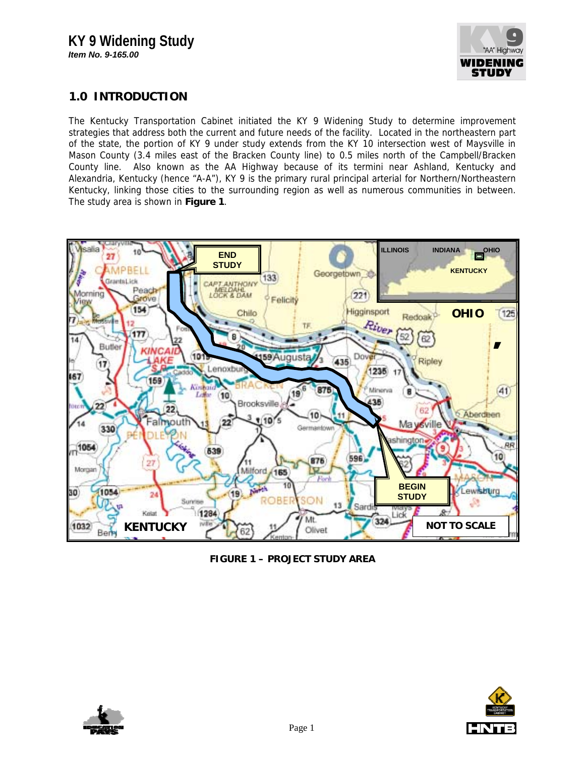## 1.0 INTRODUCTION

The Kentucky Transportation Cabinet initiated the KY 9 Widening Study to determine improvement strategies that address both the current and future needs of the facility. Located in the northeastern part of the state, the portion of KY 9 under study extends from the KY 10 intersection west of Maysville in Mason County (3.4 miles east of the Bracken County line) to 0.5 miles north of the Campbell/Bracken County line. Also known as the AA Highway because of its termini near Ashland, Kentucky and Alexandria, Kentucky (hence "A-A"), KY 9 is the primary rural principal arterial for Northern/Northeastern Kentucky, linking those cities to the surrounding region as well as numerous communities in between. The study area is shown in **Figure 1**.

**FIGURE 1 – PROJECT STUDY AREA**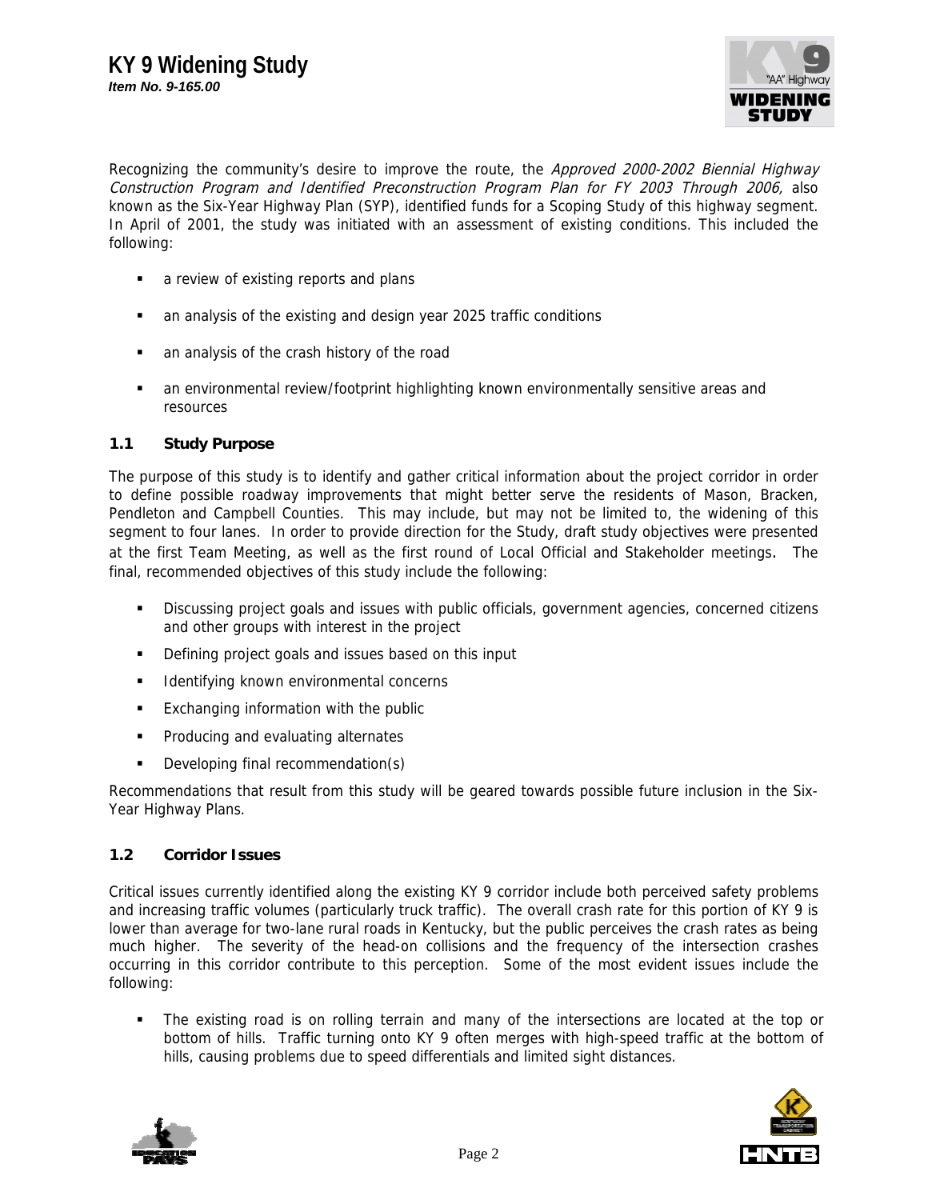Recognizing the community's desire to improve the route, the *Approved 2000-2002 Biennial Highway Construction Program and Identified Preconstruction Program Plan for FY 2003 Through 2006,* also known as the Six-Year Highway Plan (SYP), identified funds for a Scoping Study of this highway segment. In April of 2001, the study was initiated with an assessment of existing conditions. This included the following:

- a review of existing reports and plans
- an analysis of the existing and design year 2025 traffic conditions
- an analysis of the crash history of the road
- an environmental review/footprint highlighting known environmentally sensitive areas and resources

### 1.1 Study Purpose

The purpose of this study is to identify and gather critical information about the project corridor in order to define possible roadway improvements that might better serve the residents of Mason, Bracken, Pendleton and Campbell Counties. This may include, but may not be limited to, the widening of this segment to four lanes. In order to provide direction for the Study, draft study objectives were presented at the first Team Meeting, as well as the first round of Local Official and Stakeholder meetings. The final, recommended objectives of this study include the following:

- Discussing project goals and issues with public officials, government agencies, concerned citizens and other groups with interest in the project
- Defining project goals and issues based on this input
- Identifying known environmental concerns
- Exchanging information with the public
- Producing and evaluating alternates
- Developing final recommendation(s)

Recommendations that result from this study will be geared towards possible future inclusion in the Six-Year Highway Plans.

### 1.2 Corridor Issues

Critical issues currently identified along the existing KY 9 corridor include both perceived safety problems and increasing traffic volumes (particularly truck traffic). The overall crash rate for this portion of KY 9 is lower than average for two-lane rural roads in Kentucky, but the public perceives the crash rates as being much higher. The severity of the head-on collisions and the frequency of the intersection crashes occurring in this corridor contribute to this perception. Some of the most evident issues include the following:

- The existing road is on rolling terrain and many of the intersections are located at the top or bottom of hills. Traffic turning onto KY 9 often merges with high-speed traffic at the bottom of hills, causing problems due to speed differentials and limited sight distances.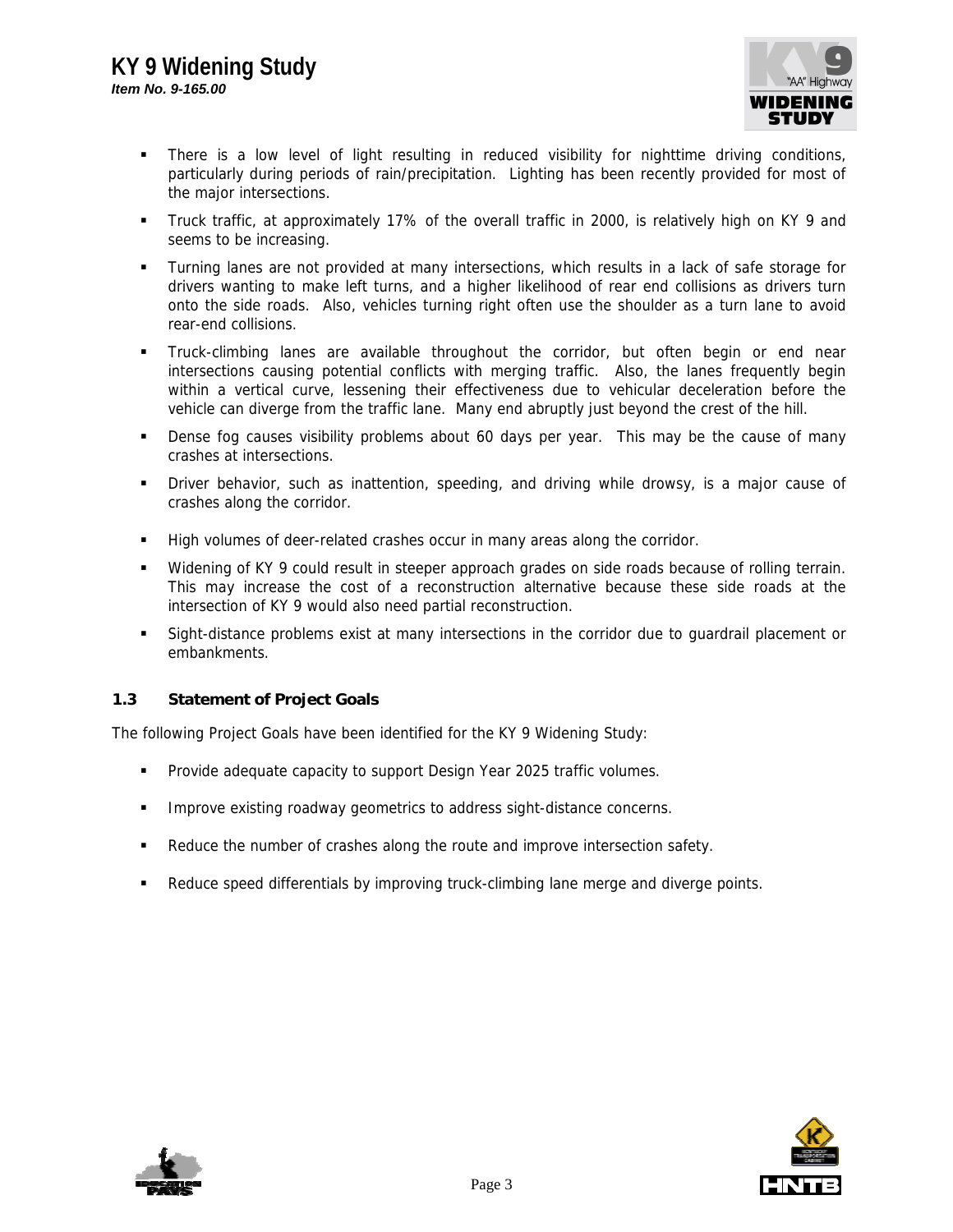- There is a low level of light resulting in reduced visibility for nighttime driving conditions, particularly during periods of rain/precipitation. Lighting has been recently provided for most of the major intersections.
- Truck traffic, at approximately 17% of the overall traffic in 2000, is relatively high on KY 9 and seems to be increasing.
- Turning lanes are not provided at many intersections, which results in a lack of safe storage for drivers wanting to make left turns, and a higher likelihood of rear end collisions as drivers turn onto the side roads. Also, vehicles turning right often use the shoulder as a turn lane to avoid rear-end collisions.
- Truck-climbing lanes are available throughout the corridor, but often begin or end near intersections causing potential conflicts with merging traffic. Also, the lanes frequently begin within a vertical curve, lessening their effectiveness due to vehicular deceleration before the vehicle can diverge from the traffic lane. Many end abruptly just beyond the crest of the hill.
- Dense fog causes visibility problems about 60 days per year. This may be the cause of many crashes at intersections.
- Driver behavior, such as inattention, speeding, and driving while drowsy, is a major cause of crashes along the corridor.
- High volumes of deer-related crashes occur in many areas along the corridor.
- Widening of KY 9 could result in steeper approach grades on side roads because of rolling terrain. This may increase the cost of a reconstruction alternative because these side roads at the intersection of KY 9 would also need partial reconstruction.
- Sight-distance problems exist at many intersections in the corridor due to guardrail placement or embankments.

### 1.3 Statement of Project Goals

The following Project Goals have been identified for the KY 9 Widening Study:

- Provide adequate capacity to support Design Year 2025 traffic volumes.
- Improve existing roadway geometrics to address sight-distance concerns.
- Reduce the number of crashes along the route and improve intersection safety.
- Reduce speed differentials by improving truck-climbing lane merge and diverge points.